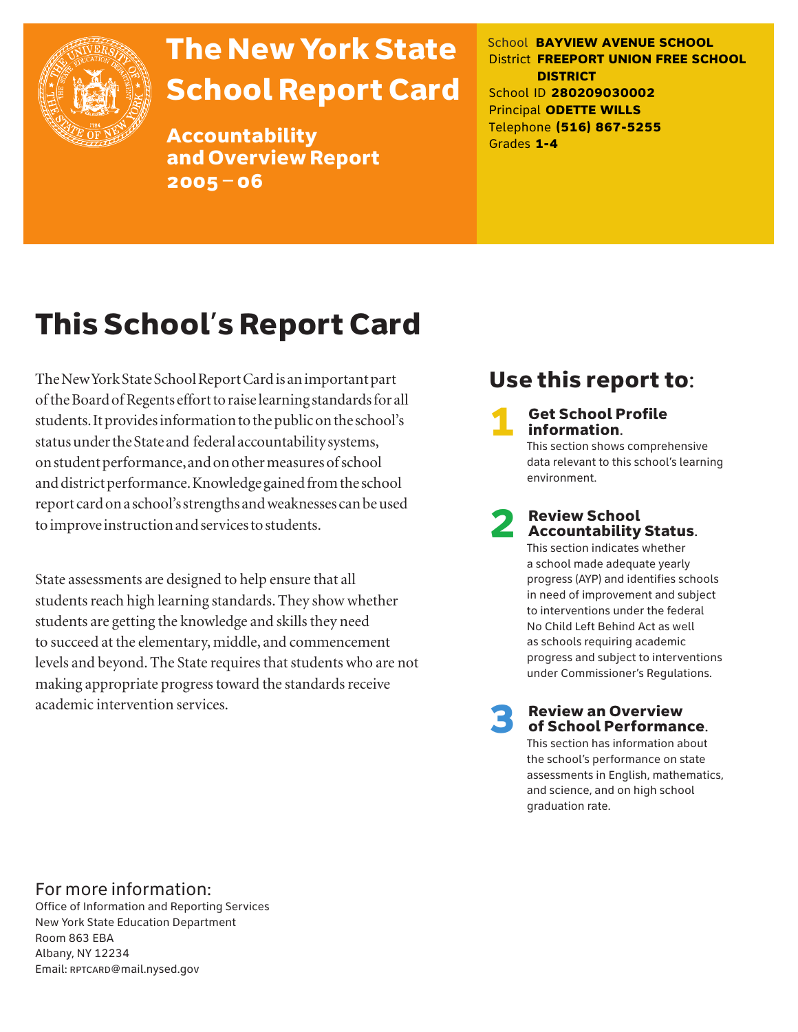# The New York State School Report Card

**Accountability and Overview Report 2005 – 06**

School **BAYVIEW AVENUE SCHOOL**
District **FREEPORT UNION FREE SCHOOL DISTRICT**
School ID **280209030002**
Principal **ODETTE WILLS**
Telephone **(516) 867-5255**
Grades **1-4**

## This School's Report Card

The New York State School Report Card is an important part of the Board of Regents effort to raise learning standards for all students. It provides information to the public on the school's status under the State and federal accountability systems, on student performance, and on other measures of school and district performance. Knowledge gained from the school report card on a school's strengths and weaknesses can be used to improve instruction and services to students.

State assessments are designed to help ensure that all students reach high learning standards. They show whether students are getting the knowledge and skills they need to succeed at the elementary, middle, and commencement levels and beyond. The State requires that students who are not making appropriate progress toward the standards receive academic intervention services.

## Use this report to:

1. **Get School Profile information.** This section shows comprehensive data relevant to this school's learning environment.

2. **Review School Accountability Status.** This section indicates whether a school made adequate yearly progress (AYP) and identifies schools in need of improvement and subject to interventions under the federal No Child Left Behind Act as well as schools requiring academic progress and subject to interventions under Commissioner's Regulations.

3. **Review an Overview of School Performance.** This section has information about the school's performance on state assessments in English, mathematics, and science, and on high school graduation rate.

For more information:
Office of Information and Reporting Services
New York State Education Department
Room 863 EBA
Albany, NY 12234
Email: RPTCARD@mail.nysed.gov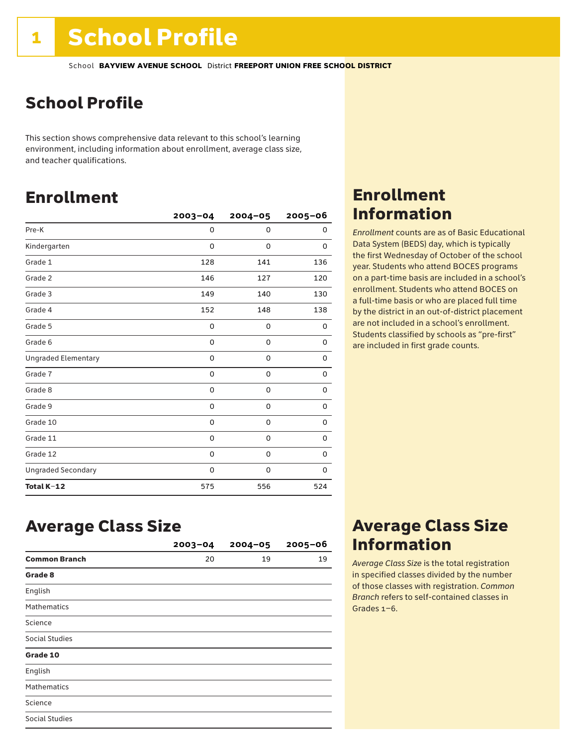# School Profile

School **BAYVIEW AVENUE SCHOOL** District **FREEPORT UNION FREE SCHOOL DISTRICT**

## School Profile

This section shows comprehensive data relevant to this school's learning environment, including information about enrollment, average class size, and teacher qualifications.

## Enrollment

| | 2003–04 | 2004–05 | 2005–06 |
|---|---|---|---|
| Pre-K | 0 | 0 | 0 |
| Kindergarten | 0 | 0 | 0 |
| Grade 1 | 128 | 141 | 136 |
| Grade 2 | 146 | 127 | 120 |
| Grade 3 | 149 | 140 | 130 |
| Grade 4 | 152 | 148 | 138 |
| Grade 5 | 0 | 0 | 0 |
| Grade 6 | 0 | 0 | 0 |
| Ungraded Elementary | 0 | 0 | 0 |
| Grade 7 | 0 | 0 | 0 |
| Grade 8 | 0 | 0 | 0 |
| Grade 9 | 0 | 0 | 0 |
| Grade 10 | 0 | 0 | 0 |
| Grade 11 | 0 | 0 | 0 |
| Grade 12 | 0 | 0 | 0 |
| Ungraded Secondary | 0 | 0 | 0 |
| **Total K–12** | 575 | 556 | 524 |

## Enrollment Information

*Enrollment* counts are as of Basic Educational Data System (BEDS) day, which is typically the first Wednesday of October of the school year. Students who attend BOCES programs on a part-time basis are included in a school's enrollment. Students who attend BOCES on a full-time basis or who are placed full time by the district in an out-of-district placement are not included in a school's enrollment. Students classified by schools as "pre-first" are included in first grade counts.

## Average Class Size

| | 2003–04 | 2004–05 | 2005–06 |
|---|---|---|---|
| **Common Branch** | 20 | 19 | 19 |
| **Grade 8** | | | |
| English | | | |
| Mathematics | | | |
| Science | | | |
| Social Studies | | | |
| **Grade 10** | | | |
| English | | | |
| Mathematics | | | |
| Science | | | |
| Social Studies | | | |

## Average Class Size Information

*Average Class Size* is the total registration in specified classes divided by the number of those classes with registration. *Common Branch* refers to self-contained classes in Grades 1–6.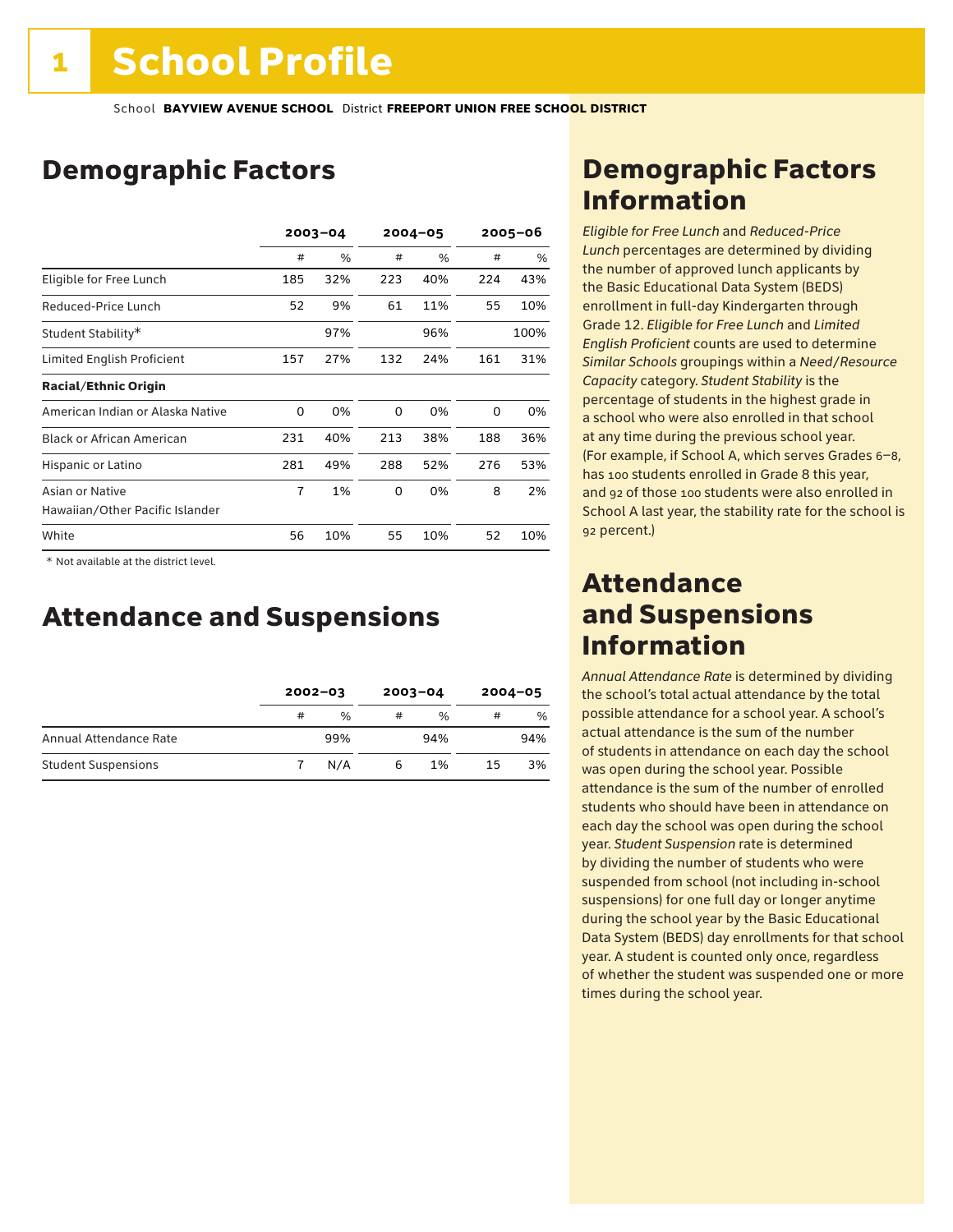# 1 School Profile

School **BAYVIEW AVENUE SCHOOL** District **FREEPORT UNION FREE SCHOOL DISTRICT**

## Demographic Factors

| | 2003–04 | | 2004–05 | | 2005–06 | |
|---|---|---|---|---|---|---|
| | # | % | # | % | # | % |
| Eligible for Free Lunch | 185 | 32% | 223 | 40% | 224 | 43% |
| Reduced-Price Lunch | 52 | 9% | 61 | 11% | 55 | 10% |
| Student Stability* | | 97% | | 96% | | 100% |
| Limited English Proficient | 157 | 27% | 132 | 24% | 161 | 31% |
| **Racial/Ethnic Origin** | | | | | | |
| American Indian or Alaska Native | 0 | 0% | 0 | 0% | 0 | 0% |
| Black or African American | 231 | 40% | 213 | 38% | 188 | 36% |
| Hispanic or Latino | 281 | 49% | 288 | 52% | 276 | 53% |
| Asian or Native Hawaiian/Other Pacific Islander | 7 | 1% | 0 | 0% | 8 | 2% |
| White | 56 | 10% | 55 | 10% | 52 | 10% |

\* Not available at the district level.

## Attendance and Suspensions

| | 2002–03 | | 2003–04 | | 2004–05 | |
|---|---|---|---|---|---|---|
| | # | % | # | % | # | % |
| Annual Attendance Rate | | 99% | | 94% | | 94% |
| Student Suspensions | 7 | N/A | 6 | 1% | 15 | 3% |

## Demographic Factors Information

*Eligible for Free Lunch* and *Reduced-Price Lunch* percentages are determined by dividing the number of approved lunch applicants by the Basic Educational Data System (BEDS) enrollment in full-day Kindergarten through Grade 12. *Eligible for Free Lunch* and *Limited English Proficient* counts are used to determine *Similar Schools* groupings within a *Need/Resource Capacity* category. *Student Stability* is the percentage of students in the highest grade in a school who were also enrolled in that school at any time during the previous school year. (For example, if School A, which serves Grades 6–8, has 100 students enrolled in Grade 8 this year, and 92 of those 100 students were also enrolled in School A last year, the stability rate for the school is 92 percent.)

## Attendance and Suspensions Information

*Annual Attendance Rate* is determined by dividing the school's total actual attendance by the total possible attendance for a school year. A school's actual attendance is the sum of the number of students in attendance on each day the school was open during the school year. Possible attendance is the sum of the number of enrolled students who should have been in attendance on each day the school was open during the school year. *Student Suspension* rate is determined by dividing the number of students who were suspended from school (not including in-school suspensions) for one full day or longer anytime during the school year by the Basic Educational Data System (BEDS) day enrollments for that school year. A student is counted only once, regardless of whether the student was suspended one or more times during the school year.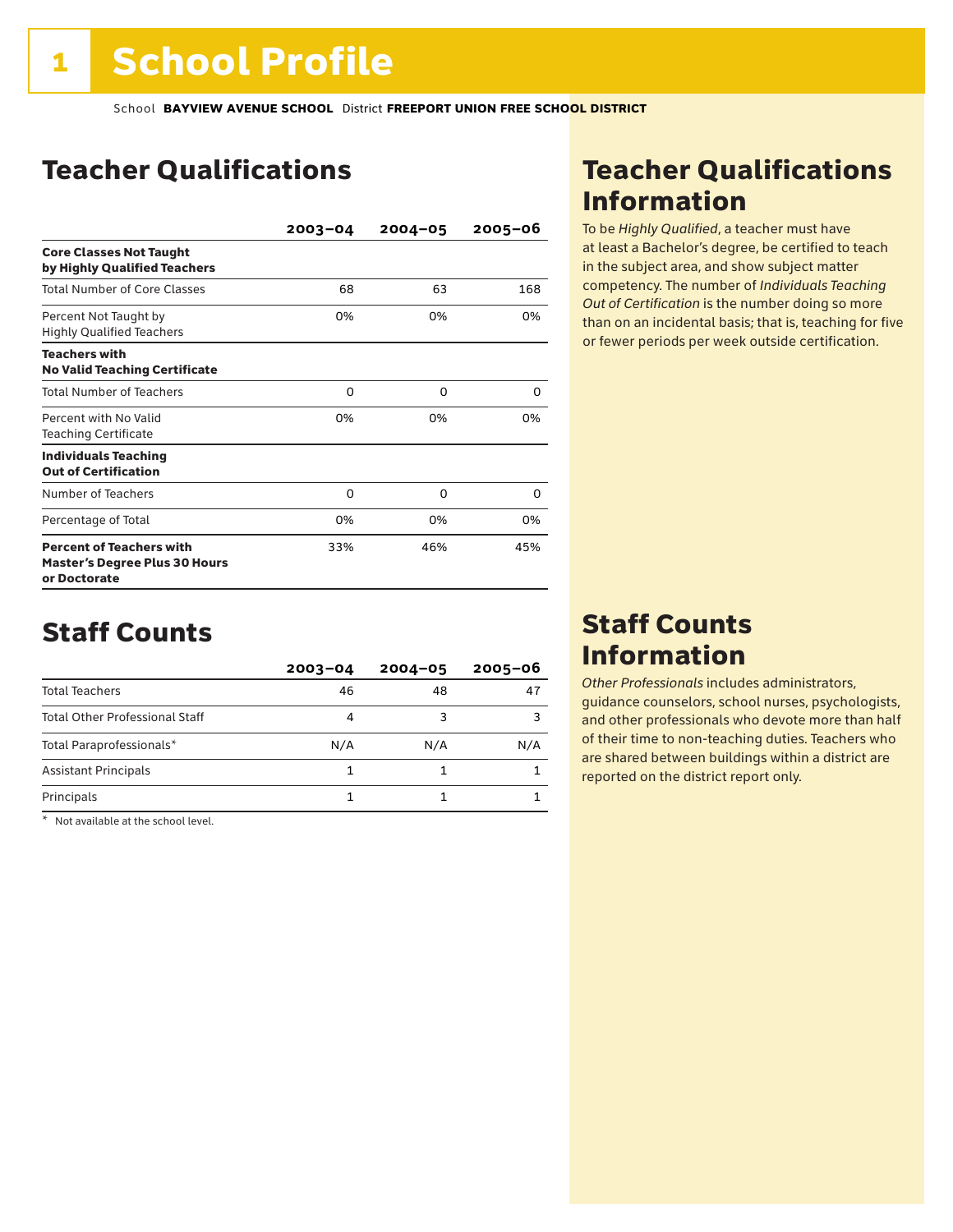# 1 School Profile

School **BAYVIEW AVENUE SCHOOL** District **FREEPORT UNION FREE SCHOOL DISTRICT**

## Teacher Qualifications

| | 2003–04 | 2004–05 | 2005–06 |
|---|---|---|---|
| **Core Classes Not Taught by Highly Qualified Teachers** | | | |
| Total Number of Core Classes | 68 | 63 | 168 |
| Percent Not Taught by Highly Qualified Teachers | 0% | 0% | 0% |
| **Teachers with No Valid Teaching Certificate** | | | |
| Total Number of Teachers | 0 | 0 | 0 |
| Percent with No Valid Teaching Certificate | 0% | 0% | 0% |
| **Individuals Teaching Out of Certification** | | | |
| Number of Teachers | 0 | 0 | 0 |
| Percentage of Total | 0% | 0% | 0% |
| **Percent of Teachers with Master's Degree Plus 30 Hours or Doctorate** | 33% | 46% | 45% |

## Teacher Qualifications Information

To be *Highly Qualified*, a teacher must have at least a Bachelor's degree, be certified to teach in the subject area, and show subject matter competency. The number of *Individuals Teaching Out of Certification* is the number doing so more than on an incidental basis; that is, teaching for five or fewer periods per week outside certification.

## Staff Counts

| | 2003–04 | 2004–05 | 2005–06 |
|---|---|---|---|
| Total Teachers | 46 | 48 | 47 |
| Total Other Professional Staff | 4 | 3 | 3 |
| Total Paraprofessionals* | N/A | N/A | N/A |
| Assistant Principals | 1 | 1 | 1 |
| Principals | 1 | 1 | 1 |

\* Not available at the school level.

## Staff Counts Information

*Other Professionals* includes administrators, guidance counselors, school nurses, psychologists, and other professionals who devote more than half of their time to non-teaching duties. Teachers who are shared between buildings within a district are reported on the district report only.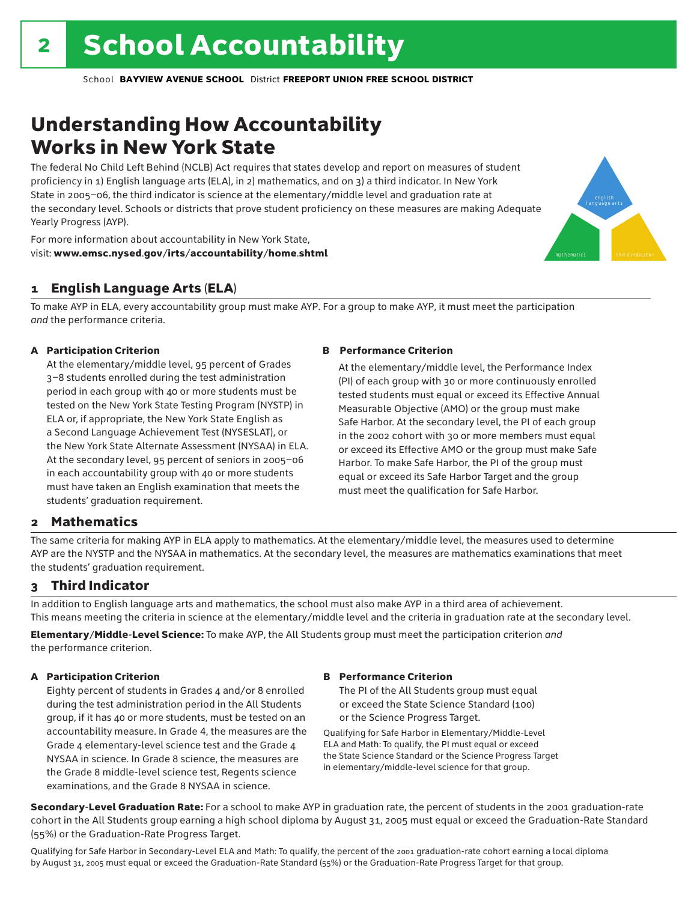# 2 School Accountability

School **BAYVIEW AVENUE SCHOOL** District **FREEPORT UNION FREE SCHOOL DISTRICT**

## Understanding How Accountability Works in New York State

The federal No Child Left Behind (NCLB) Act requires that states develop and report on measures of student proficiency in 1) English language arts (ELA), in 2) mathematics, and on 3) a third indicator. In New York State in 2005–06, the third indicator is science at the elementary/middle level and graduation rate at the secondary level. Schools or districts that prove student proficiency on these measures are making Adequate Yearly Progress (AYP).

For more information about accountability in New York State, visit: **www.emsc.nysed.gov/irts/accountability/home.shtml**

english language arts

mathematics

third indicator

### 1 English Language Arts (ELA)

To make AYP in ELA, every accountability group must make AYP. For a group to make AYP, it must meet the participation *and* the performance criteria.

**A Participation Criterion**

At the elementary/middle level, 95 percent of Grades 3–8 students enrolled during the test administration period in each group with 40 or more students must be tested on the New York State Testing Program (NYSTP) in ELA or, if appropriate, the New York State English as a Second Language Achievement Test (NYSESLAT), or the New York State Alternate Assessment (NYSAA) in ELA. At the secondary level, 95 percent of seniors in 2005–06 in each accountability group with 40 or more students must have taken an English examination that meets the students' graduation requirement.

**B Performance Criterion**

At the elementary/middle level, the Performance Index (PI) of each group with 30 or more continuously enrolled tested students must equal or exceed its Effective Annual Measurable Objective (AMO) or the group must make Safe Harbor. At the secondary level, the PI of each group in the 2002 cohort with 30 or more members must equal or exceed its Effective AMO or the group must make Safe Harbor. To make Safe Harbor, the PI of the group must equal or exceed its Safe Harbor Target and the group must meet the qualification for Safe Harbor.

### 2 Mathematics

The same criteria for making AYP in ELA apply to mathematics. At the elementary/middle level, the measures used to determine AYP are the NYSTP and the NYSAA in mathematics. At the secondary level, the measures are mathematics examinations that meet the students' graduation requirement.

### 3 Third Indicator

In addition to English language arts and mathematics, the school must also make AYP in a third area of achievement. This means meeting the criteria in science at the elementary/middle level and the criteria in graduation rate at the secondary level.

**Elementary/Middle-Level Science:** To make AYP, the All Students group must meet the participation criterion *and* the performance criterion.

**A Participation Criterion**

Eighty percent of students in Grades 4 and/or 8 enrolled during the test administration period in the All Students group, if it has 40 or more students, must be tested on an accountability measure. In Grade 4, the measures are the Grade 4 elementary-level science test and the Grade 4 NYSAA in science. In Grade 8 science, the measures are the Grade 8 middle-level science test, Regents science examinations, and the Grade 8 NYSAA in science.

**B Performance Criterion**

The PI of the All Students group must equal or exceed the State Science Standard (100) or the Science Progress Target.

Qualifying for Safe Harbor in Elementary/Middle-Level ELA and Math: To qualify, the PI must equal or exceed the State Science Standard or the Science Progress Target in elementary/middle-level science for that group.

**Secondary-Level Graduation Rate:** For a school to make AYP in graduation rate, the percent of students in the 2001 graduation-rate cohort in the All Students group earning a high school diploma by August 31, 2005 must equal or exceed the Graduation-Rate Standard (55%) or the Graduation-Rate Progress Target.

Qualifying for Safe Harbor in Secondary-Level ELA and Math: To qualify, the percent of the 2001 graduation-rate cohort earning a local diploma by August 31, 2005 must equal or exceed the Graduation-Rate Standard (55%) or the Graduation-Rate Progress Target for that group.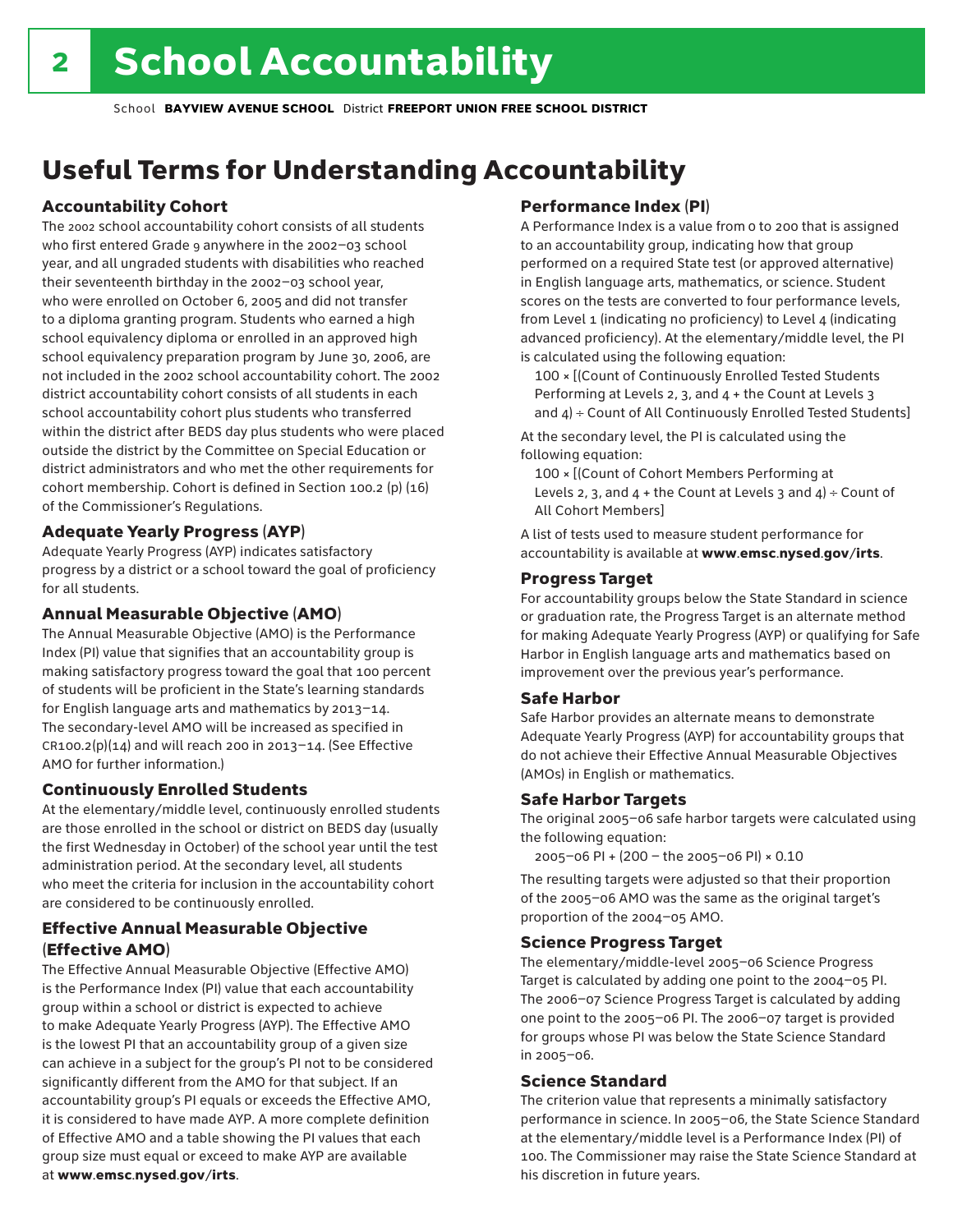# School Accountability

School **BAYVIEW AVENUE SCHOOL** District **FREEPORT UNION FREE SCHOOL DISTRICT**

## Useful Terms for Understanding Accountability

### Accountability Cohort

The 2002 school accountability cohort consists of all students who first entered Grade 9 anywhere in the 2002–03 school year, and all ungraded students with disabilities who reached their seventeenth birthday in the 2002–03 school year, who were enrolled on October 6, 2005 and did not transfer to a diploma granting program. Students who earned a high school equivalency diploma or enrolled in an approved high school equivalency preparation program by June 30, 2006, are not included in the 2002 school accountability cohort. The 2002 district accountability cohort consists of all students in each school accountability cohort plus students who transferred within the district after BEDS day plus students who were placed outside the district by the Committee on Special Education or district administrators and who met the other requirements for cohort membership. Cohort is defined in Section 100.2 (p) (16) of the Commissioner's Regulations.

### Adequate Yearly Progress (AYP)

Adequate Yearly Progress (AYP) indicates satisfactory progress by a district or a school toward the goal of proficiency for all students.

### Annual Measurable Objective (AMO)

The Annual Measurable Objective (AMO) is the Performance Index (PI) value that signifies that an accountability group is making satisfactory progress toward the goal that 100 percent of students will be proficient in the State's learning standards for English language arts and mathematics by 2013–14. The secondary-level AMO will be increased as specified in CR100.2(p)(14) and will reach 200 in 2013–14. (See Effective AMO for further information.)

### Continuously Enrolled Students

At the elementary/middle level, continuously enrolled students are those enrolled in the school or district on BEDS day (usually the first Wednesday in October) of the school year until the test administration period. At the secondary level, all students who meet the criteria for inclusion in the accountability cohort are considered to be continuously enrolled.

### Effective Annual Measurable Objective (Effective AMO)

The Effective Annual Measurable Objective (Effective AMO) is the Performance Index (PI) value that each accountability group within a school or district is expected to achieve to make Adequate Yearly Progress (AYP). The Effective AMO is the lowest PI that an accountability group of a given size can achieve in a subject for the group's PI not to be considered significantly different from the AMO for that subject. If an accountability group's PI equals or exceeds the Effective AMO, it is considered to have made AYP. A more complete definition of Effective AMO and a table showing the PI values that each group size must equal or exceed to make AYP are available at **www.emsc.nysed.gov/irts**.

### Performance Index (PI)

A Performance Index is a value from 0 to 200 that is assigned to an accountability group, indicating how that group performed on a required State test (or approved alternative) in English language arts, mathematics, or science. Student scores on the tests are converted to four performance levels, from Level 1 (indicating no proficiency) to Level 4 (indicating advanced proficiency). At the elementary/middle level, the PI is calculated using the following equation:

100 × [(Count of Continuously Enrolled Tested Students Performing at Levels 2, 3, and 4 + the Count at Levels 3 and 4) ÷ Count of All Continuously Enrolled Tested Students]

At the secondary level, the PI is calculated using the following equation:

100 × [(Count of Cohort Members Performing at Levels 2, 3, and 4 + the Count at Levels 3 and 4) ÷ Count of All Cohort Members]

A list of tests used to measure student performance for accountability is available at **www.emsc.nysed.gov/irts**.

### Progress Target

For accountability groups below the State Standard in science or graduation rate, the Progress Target is an alternate method for making Adequate Yearly Progress (AYP) or qualifying for Safe Harbor in English language arts and mathematics based on improvement over the previous year's performance.

### Safe Harbor

Safe Harbor provides an alternate means to demonstrate Adequate Yearly Progress (AYP) for accountability groups that do not achieve their Effective Annual Measurable Objectives (AMOs) in English or mathematics.

### Safe Harbor Targets

The original 2005–06 safe harbor targets were calculated using the following equation:

2005–06 PI + (200 – the 2005–06 PI) × 0.10

The resulting targets were adjusted so that their proportion of the 2005–06 AMO was the same as the original target's proportion of the 2004–05 AMO.

### Science Progress Target

The elementary/middle-level 2005–06 Science Progress Target is calculated by adding one point to the 2004–05 PI. The 2006–07 Science Progress Target is calculated by adding one point to the 2005–06 PI. The 2006–07 target is provided for groups whose PI was below the State Science Standard in 2005–06.

### Science Standard

The criterion value that represents a minimally satisfactory performance in science. In 2005–06, the State Science Standard at the elementary/middle level is a Performance Index (PI) of 100. The Commissioner may raise the State Science Standard at his discretion in future years.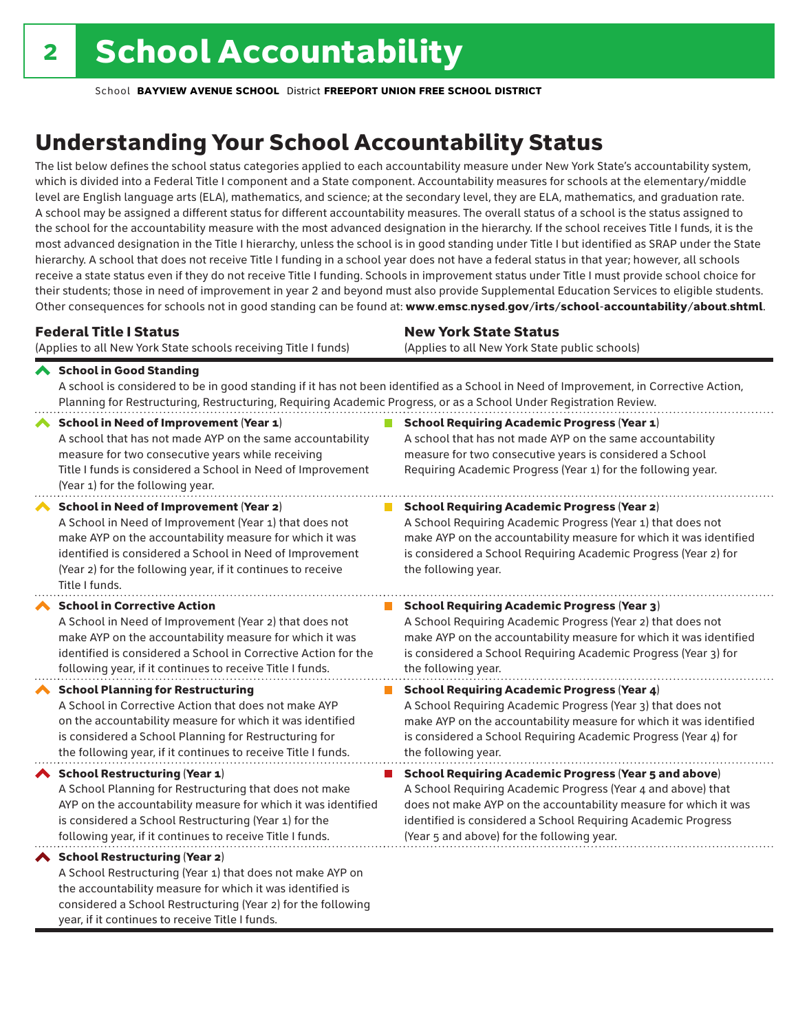# 2 School Accountability

School **BAYVIEW AVENUE SCHOOL** District **FREEPORT UNION FREE SCHOOL DISTRICT**

## Understanding Your School Accountability Status

The list below defines the school status categories applied to each accountability measure under New York State's accountability system, which is divided into a Federal Title I component and a State component. Accountability measures for schools at the elementary/middle level are English language arts (ELA), mathematics, and science; at the secondary level, they are ELA, mathematics, and graduation rate. A school may be assigned a different status for different accountability measures. The overall status of a school is the status assigned to the school for the accountability measure with the most advanced designation in the hierarchy. If the school receives Title I funds, it is the most advanced designation in the Title I hierarchy, unless the school is in good standing under Title I but identified as SRAP under the State hierarchy. A school that does not receive Title I funding in a school year does not have a federal status in that year; however, all schools receive a state status even if they do not receive Title I funding. Schools in improvement status under Title I must provide school choice for their students; those in need of improvement in year 2 and beyond must also provide Supplemental Education Services to eligible students. Other consequences for schools not in good standing can be found at: **www.emsc.nysed.gov/irts/school-accountability/about.shtml**.

### Federal Title I Status

(Applies to all New York State schools receiving Title I funds)

### New York State Status

(Applies to all New York State public schools)

**School in Good Standing**
A school is considered to be in good standing if it has not been identified as a School in Need of Improvement, in Corrective Action, Planning for Restructuring, Restructuring, Requiring Academic Progress, or as a School Under Registration Review.

| Federal Title I Status | New York State Status |
|---|---|
| **School in Need of Improvement (Year 1)** A school that has not made AYP on the same accountability measure for two consecutive years while receiving Title I funds is considered a School in Need of Improvement (Year 1) for the following year. | **School Requiring Academic Progress (Year 1)** A school that has not made AYP on the same accountability measure for two consecutive years is considered a School Requiring Academic Progress (Year 1) for the following year. |
| **School in Need of Improvement (Year 2)** A School in Need of Improvement (Year 1) that does not make AYP on the accountability measure for which it was identified is considered a School in Need of Improvement (Year 2) for the following year, if it continues to receive Title I funds. | **School Requiring Academic Progress (Year 2)** A School Requiring Academic Progress (Year 1) that does not make AYP on the accountability measure for which it was identified is considered a School Requiring Academic Progress (Year 2) for the following year. |
| **School in Corrective Action** A School in Need of Improvement (Year 2) that does not make AYP on the accountability measure for which it was identified is considered a School in Corrective Action for the following year, if it continues to receive Title I funds. | **School Requiring Academic Progress (Year 3)** A School Requiring Academic Progress (Year 2) that does not make AYP on the accountability measure for which it was identified is considered a School Requiring Academic Progress (Year 3) for the following year. |
| **School Planning for Restructuring** A School in Corrective Action that does not make AYP on the accountability measure for which it was identified is considered a School Planning for Restructuring for the following year, if it continues to receive Title I funds. | **School Requiring Academic Progress (Year 4)** A School Requiring Academic Progress (Year 3) that does not make AYP on the accountability measure for which it was identified is considered a School Requiring Academic Progress (Year 4) for the following year. |
| **School Restructuring (Year 1)** A School Planning for Restructuring that does not make AYP on the accountability measure for which it was identified is considered a School Restructuring (Year 1) for the following year, if it continues to receive Title I funds. | **School Requiring Academic Progress (Year 5 and above)** A School Requiring Academic Progress (Year 4 and above) that does not make AYP on the accountability measure for which it was identified is considered a School Requiring Academic Progress (Year 5 and above) for the following year. |
| **School Restructuring (Year 2)** A School Restructuring (Year 1) that does not make AYP on the accountability measure for which it was identified is considered a School Restructuring (Year 2) for the following year, if it continues to receive Title I funds. | |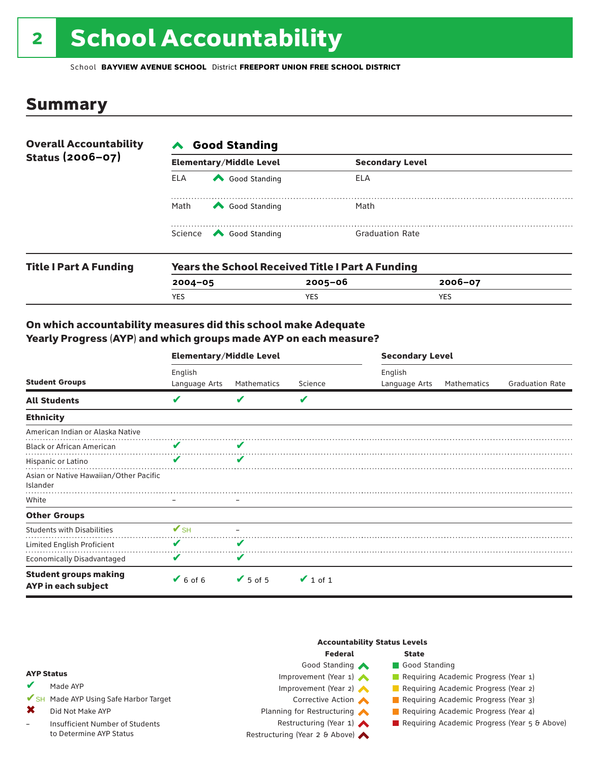# 2 School Accountability

School **BAYVIEW AVENUE SCHOOL** District **FREEPORT UNION FREE SCHOOL DISTRICT**

## Summary

**Overall Accountability Status (2006–07)**

**Good Standing**

| Elementary/Middle Level | | Secondary Level | |
|---|---|---|---|
| ELA | Good Standing | ELA | |
| Math | Good Standing | Math | |
| Science | Good Standing | Graduation Rate | |

**Title I Part A Funding**

**Years the School Received Title I Part A Funding**

| 2004–05 | 2005–06 | 2006–07 |
|---|---|---|
| YES | YES | YES |

### On which accountability measures did this school make Adequate Yearly Progress (AYP) and which groups made AYP on each measure?

| Student Groups | Elementary/Middle Level: English Language Arts | Elementary/Middle Level: Mathematics | Elementary/Middle Level: Science | Secondary Level: English Language Arts | Secondary Level: Mathematics | Secondary Level: Graduation Rate |
|---|---|---|---|---|---|---|
| **All Students** | ✔ | ✔ | ✔ | | | |
| **Ethnicity** | | | | | | |
| American Indian or Alaska Native | | | | | | |
| Black or African American | ✔ | ✔ | | | | |
| Hispanic or Latino | ✔ | ✔ | | | | |
| Asian or Native Hawaiian/Other Pacific Islander | | | | | | |
| White | – | – | | | | |
| **Other Groups** | | | | | | |
| Students with Disabilities | ✔SH | – | | | | |
| Limited English Proficient | ✔ | ✔ | | | | |
| Economically Disadvantaged | ✔ | ✔ | | | | |
| **Student groups making AYP in each subject** | ✔ 6 of 6 | ✔ 5 of 5 | ✔ 1 of 1 | | | |

**AYP Status**

- ✔ Made AYP
- ✔SH Made AYP Using Safe Harbor Target
- ✖ Did Not Make AYP
- – Insufficient Number of Students to Determine AYP Status

**Accountability Status Levels**

| Federal | State |
|---|---|
| Good Standing | Good Standing |
| Improvement (Year 1) | Requiring Academic Progress (Year 1) |
| Improvement (Year 2) | Requiring Academic Progress (Year 2) |
| Corrective Action | Requiring Academic Progress (Year 3) |
| Planning for Restructuring | Requiring Academic Progress (Year 4) |
| Restructuring (Year 1) | Requiring Academic Progress (Year 5 & Above) |
| Restructuring (Year 2 & Above) | |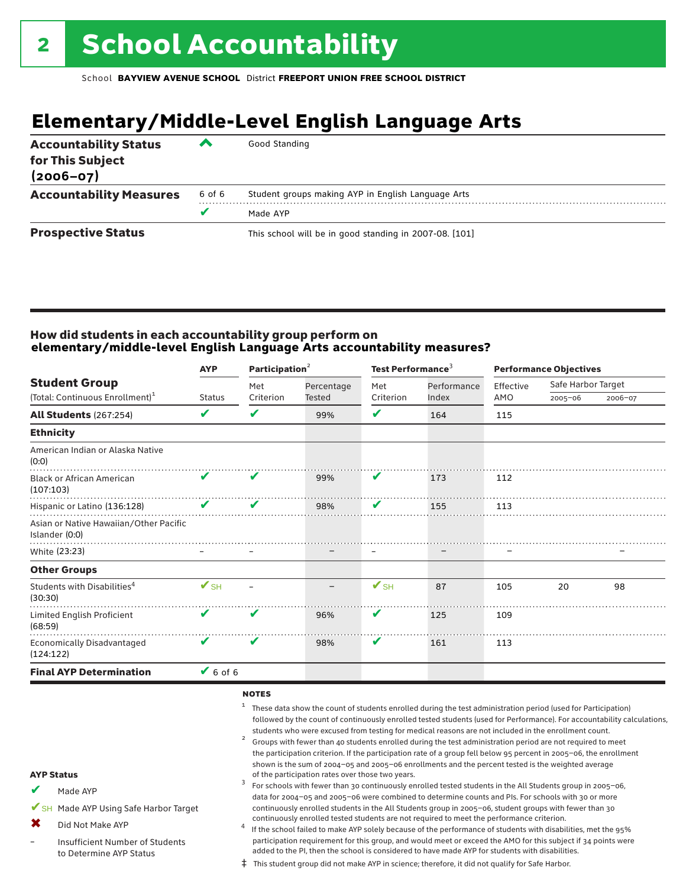# 2 School Accountability

School **BAYVIEW AVENUE SCHOOL** District **FREEPORT UNION FREE SCHOOL DISTRICT**

## Elementary/Middle-Level English Language Arts

| | | |
|---|---|---|
| **Accountability Status for This Subject (2006–07)** | ^ | Good Standing |
| **Accountability Measures** | 6 of 6 | Student groups making AYP in English Language Arts |
| | ✔ | Made AYP |
| **Prospective Status** | | This school will be in good standing in 2007-08. [101] |

### How did students in each accountability group perform on elementary/middle-level English Language Arts accountability measures?

| Student Group (Total: Continuous Enrollment)[1] | AYP Status | Participation[2] Met Criterion | Participation[2] Percentage Tested | Test Performance[3] Met Criterion | Test Performance[3] Performance Index | Performance Objectives Effective AMO | Safe Harbor Target 2005–06 | Safe Harbor Target 2006–07 |
|---|---|---|---|---|---|---|---|---|
| **All Students** (267:254) | ✔ | ✔ | 99% | ✔ | 164 | 115 | | |
| **Ethnicity** | | | | | | | | |
| American Indian or Alaska Native (0:0) | | | | | | | | |
| Black or African American (107:103) | ✔ | ✔ | 99% | ✔ | 173 | 112 | | |
| Hispanic or Latino (136:128) | ✔ | ✔ | 98% | ✔ | 155 | 113 | | |
| Asian or Native Hawaiian/Other Pacific Islander (0:0) | | | | | | | | |
| White (23:23) | – | – | – | – | – | – | | – |
| **Other Groups** | | | | | | | | |
| Students with Disabilities[4] (30:30) | ✔SH | – | – | ✔SH | 87 | 105 | 20 | 98 |
| Limited English Proficient (68:59) | ✔ | ✔ | 96% | ✔ | 125 | 109 | | |
| Economically Disadvantaged (124:122) | ✔ | ✔ | 98% | ✔ | 161 | 113 | | |
| **Final AYP Determination** | ✔ 6 of 6 | | | | | | | |

**NOTES**

1. These data show the count of students enrolled during the test administration period (used for Participation) followed by the count of continuously enrolled tested students (used for Performance). For accountability calculations, students who were excused from testing for medical reasons are not included in the enrollment count.
2. Groups with fewer than 40 students enrolled during the test administration period are not required to meet the participation criterion. If the participation rate of a group fell below 95 percent in 2005–06, the enrollment shown is the sum of 2004–05 and 2005–06 enrollments and the percent tested is the weighted average of the participation rates over those two years.
3. For schools with fewer than 30 continuously enrolled tested students in the All Students group in 2005–06, data for 2004–05 and 2005–06 were combined to determine counts and PIs. For schools with 30 or more continuously enrolled students in the All Students group in 2005–06, student groups with fewer than 30 continuously enrolled tested students are not required to meet the performance criterion.
4. If the school failed to make AYP solely because of the performance of students with disabilities, met the 95% participation requirement for this group, and would meet or exceed the AMO for this subject if 34 points were added to the PI, then the school is considered to have made AYP for students with disabilities.

‡ This student group did not make AYP in science; therefore, it did not qualify for Safe Harbor.

**AYP Status**

- ✔ Made AYP
- ✔SH Made AYP Using Safe Harbor Target
- ✖ Did Not Make AYP
- – Insufficient Number of Students to Determine AYP Status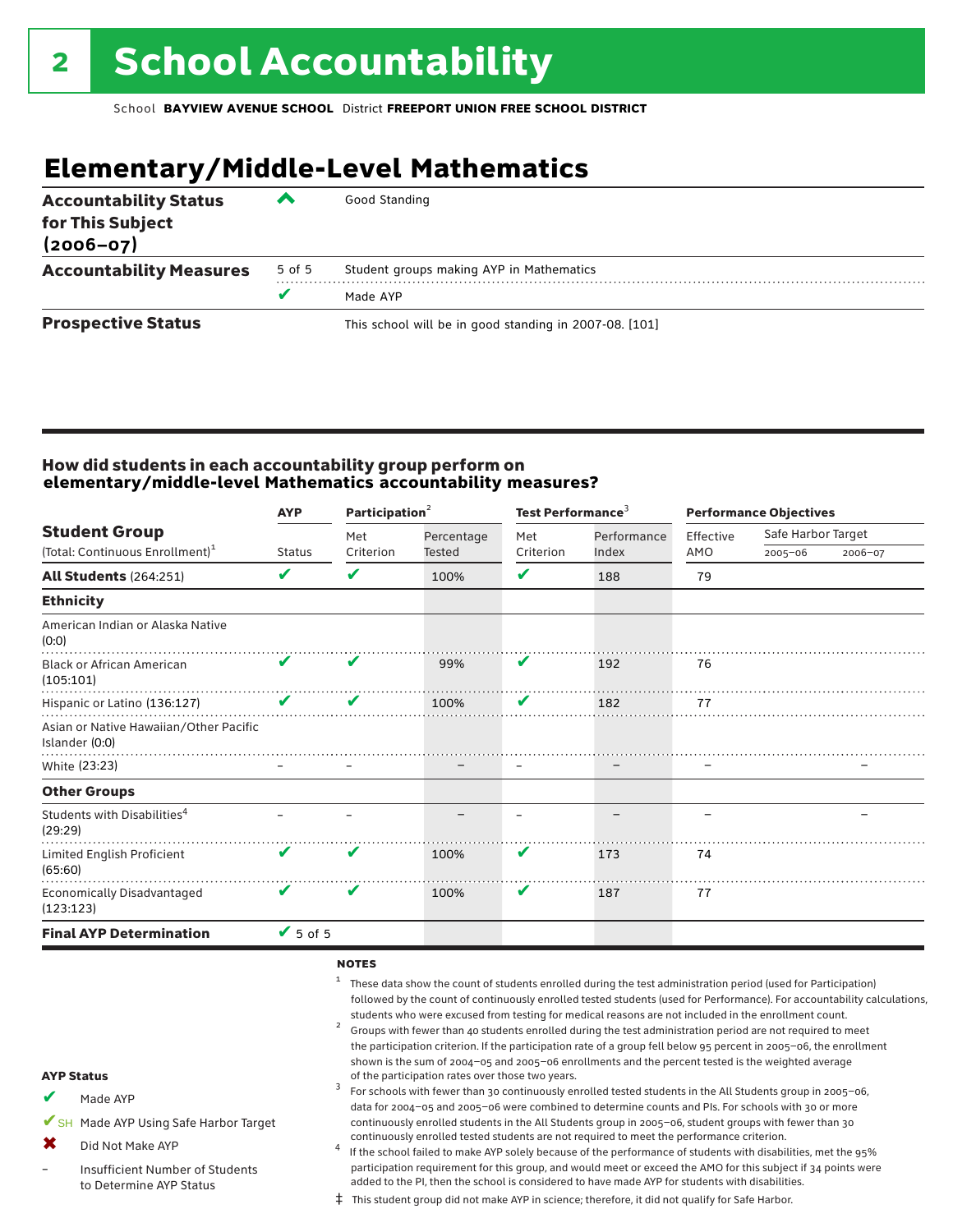# 2 School Accountability

School **BAYVIEW AVENUE SCHOOL** District **FREEPORT UNION FREE SCHOOL DISTRICT**

## Elementary/Middle-Level Mathematics

| | | |
|---|---|---|
| **Accountability Status for This Subject (2006–07)** | ^ | Good Standing |
| **Accountability Measures** | 5 of 5 | Student groups making AYP in Mathematics |
| | ✔ | Made AYP |
| **Prospective Status** | | This school will be in good standing in 2007-08. [101] |

### How did students in each accountability group perform on elementary/middle-level Mathematics accountability measures?

| Student Group (Total: Continuous Enrollment)[1] | AYP Status | Participation[2] Met Criterion | Participation[2] Percentage Tested | Test Performance[3] Met Criterion | Test Performance[3] Performance Index | Performance Objectives Effective AMO | Safe Harbor Target 2005–06 | Safe Harbor Target 2006–07 |
|---|---|---|---|---|---|---|---|---|
| **All Students** (264:251) | ✔ | ✔ | 100% | ✔ | 188 | 79 | | |
| **Ethnicity** | | | | | | | | |
| American Indian or Alaska Native (0:0) | | | | | | | | |
| Black or African American (105:101) | ✔ | ✔ | 99% | ✔ | 192 | 76 | | |
| Hispanic or Latino (136:127) | ✔ | ✔ | 100% | ✔ | 182 | 77 | | |
| Asian or Native Hawaiian/Other Pacific Islander (0:0) | | | | | | | | |
| White (23:23) | – | – | – | – | – | – | | – |
| **Other Groups** | | | | | | | | |
| Students with Disabilities[4] (29:29) | – | – | – | – | – | – | | – |
| Limited English Proficient (65:60) | ✔ | ✔ | 100% | ✔ | 173 | 74 | | |
| Economically Disadvantaged (123:123) | ✔ | ✔ | 100% | ✔ | 187 | 77 | | |
| **Final AYP Determination** | ✔ 5 of 5 | | | | | | | |

**NOTES**

1 These data show the count of students enrolled during the test administration period (used for Participation) followed by the count of continuously enrolled tested students (used for Performance). For accountability calculations, students who were excused from testing for medical reasons are not included in the enrollment count.

2 Groups with fewer than 40 students enrolled during the test administration period are not required to meet the participation criterion. If the participation rate of a group fell below 95 percent in 2005–06, the enrollment shown is the sum of 2004–05 and 2005–06 enrollments and the percent tested is the weighted average of the participation rates over those two years.

3 For schools with fewer than 30 continuously enrolled tested students in the All Students group in 2005–06, data for 2004–05 and 2005–06 were combined to determine counts and PIs. For schools with 30 or more continuously enrolled students in the All Students group in 2005–06, student groups with fewer than 30 continuously enrolled tested students are not required to meet the performance criterion.

4 If the school failed to make AYP solely because of the performance of students with disabilities, met the 95% participation requirement for this group, and would meet or exceed the AMO for this subject if 34 points were added to the PI, then the school is considered to have made AYP for students with disabilities.

‡ This student group did not make AYP in science; therefore, it did not qualify for Safe Harbor.

**AYP Status**

- ✔ Made AYP
- ✔SH Made AYP Using Safe Harbor Target
- ✖ Did Not Make AYP
- – Insufficient Number of Students to Determine AYP Status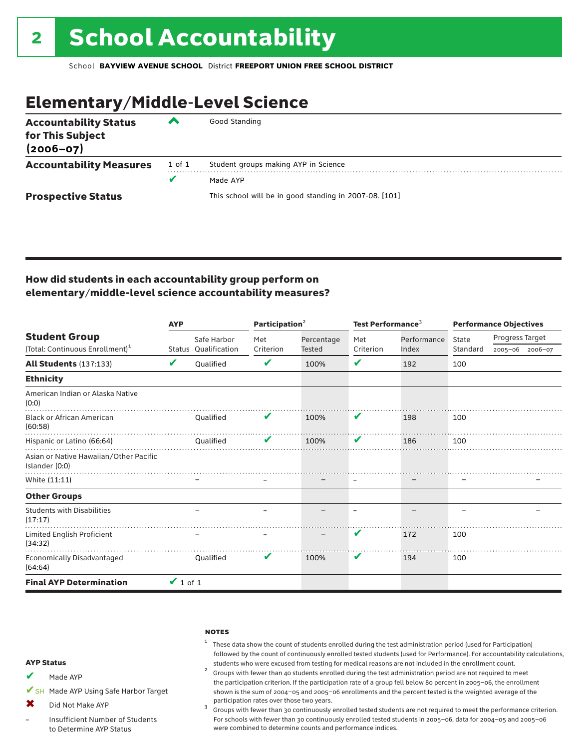# 2 School Accountability

School **BAYVIEW AVENUE SCHOOL** District **FREEPORT UNION FREE SCHOOL DISTRICT**

## Elementary/Middle-Level Science

| | | |
|---|---|---|
| **Accountability Status for This Subject (2006–07)** | ^ | Good Standing |
| **Accountability Measures** | 1 of 1 | Student groups making AYP in Science |
| | ✔ | Made AYP |
| **Prospective Status** | | This school will be in good standing in 2007-08. [101] |

### How did students in each accountability group perform on elementary/middle-level science accountability measures?

| Student Group (Total: Continuous Enrollment)[1] | AYP Status | AYP Safe Harbor Qualification | Participation[2] Met Criterion | Participation[2] Percentage Tested | Test Performance[3] Met Criterion | Test Performance[3] Performance Index | Performance Objectives State Standard | Progress Target 2005–06 | Progress Target 2006–07 |
|---|---|---|---|---|---|---|---|---|---|
| **All Students** (137:133) | ✔ | Qualified | ✔ | 100% | ✔ | 192 | 100 | | |
| **Ethnicity** | | | | | | | | | |
| American Indian or Alaska Native (0:0) | | | | | | | | | |
| Black or African American (60:58) | | Qualified | ✔ | 100% | ✔ | 198 | 100 | | |
| Hispanic or Latino (66:64) | | Qualified | ✔ | 100% | ✔ | 186 | 100 | | |
| Asian or Native Hawaiian/Other Pacific Islander (0:0) | | | | | | | | | |
| White (11:11) | | – | – | – | – | – | – | | – |
| **Other Groups** | | | | | | | | | |
| Students with Disabilities (17:17) | | – | – | – | – | – | – | | – |
| Limited English Proficient (34:32) | | – | – | – | ✔ | 172 | 100 | | |
| Economically Disadvantaged (64:64) | | Qualified | ✔ | 100% | ✔ | 194 | 100 | | |
| **Final AYP Determination** | ✔ 1 of 1 | | | | | | | | |

**AYP Status**

- ✔ Made AYP
- ✔SH Made AYP Using Safe Harbor Target
- ✖ Did Not Make AYP
- – Insufficient Number of Students to Determine AYP Status

**NOTES**

1. These data show the count of students enrolled during the test administration period (used for Participation) followed by the count of continuously enrolled tested students (used for Performance). For accountability calculations, students who were excused from testing for medical reasons are not included in the enrollment count.
2. Groups with fewer than 40 students enrolled during the test administration period are not required to meet the participation criterion. If the participation rate of a group fell below 80 percent in 2005–06, the enrollment shown is the sum of 2004–05 and 2005–06 enrollments and the percent tested is the weighted average of the participation rates over those two years.
3. Groups with fewer than 30 continuously enrolled tested students are not required to meet the performance criterion. For schools with fewer than 30 continuously enrolled tested students in 2005–06, data for 2004–05 and 2005–06 were combined to determine counts and performance indices.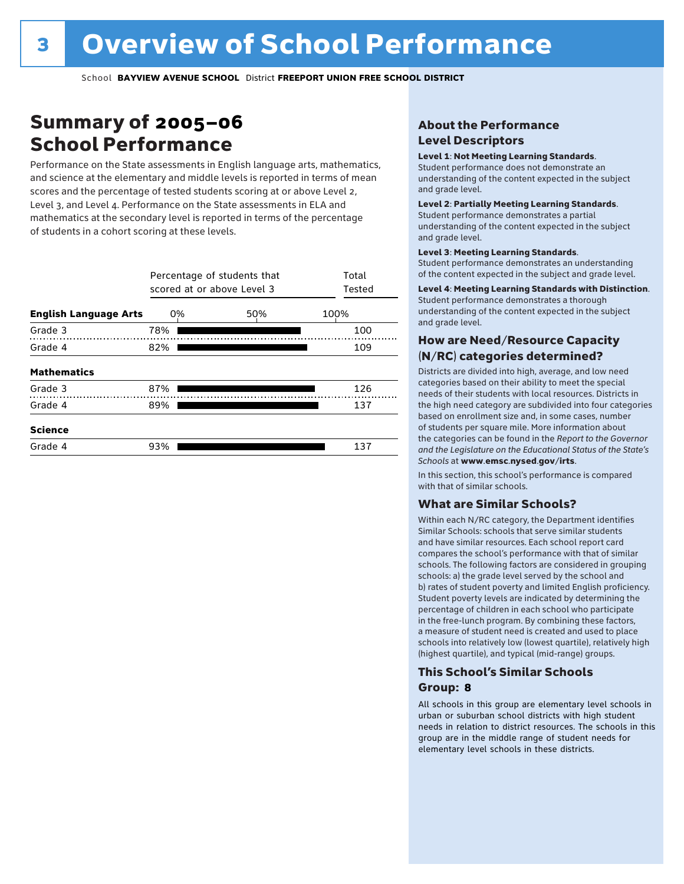# Overview of School Performance

School **BAYVIEW AVENUE SCHOOL** District **FREEPORT UNION FREE SCHOOL DISTRICT**

## Summary of 2005–06 School Performance

Performance on the State assessments in English language arts, mathematics, and science at the elementary and middle levels is reported in terms of mean scores and the percentage of tested students scoring at or above Level 2, Level 3, and Level 4. Performance on the State assessments in ELA and mathematics at the secondary level is reported in terms of the percentage of students in a cohort scoring at these levels.

| | Percentage of students that scored at or above Level 3 | Total Tested |
|---|---|---|
| **English Language Arts** | | |
| Grade 3 | 78% | 100 |
| Grade 4 | 82% | 109 |
| **Mathematics** | | |
| Grade 3 | 87% | 126 |
| Grade 4 | 89% | 137 |
| **Science** | | |
| Grade 4 | 93% | 137 |

### About the Performance Level Descriptors

**Level 1**: **Not Meeting Learning Standards**. Student performance does not demonstrate an understanding of the content expected in the subject and grade level.

**Level 2**: **Partially Meeting Learning Standards**. Student performance demonstrates a partial understanding of the content expected in the subject and grade level.

**Level 3**: **Meeting Learning Standards**. Student performance demonstrates an understanding of the content expected in the subject and grade level.

**Level 4**: **Meeting Learning Standards with Distinction**. Student performance demonstrates a thorough understanding of the content expected in the subject and grade level.

### How are Need/Resource Capacity (N/RC) categories determined?

Districts are divided into high, average, and low need categories based on their ability to meet the special needs of their students with local resources. Districts in the high need category are subdivided into four categories based on enrollment size and, in some cases, number of students per square mile. More information about the categories can be found in the *Report to the Governor and the Legislature on the Educational Status of the State's Schools* at **www.emsc.nysed.gov/irts**.

In this section, this school's performance is compared with that of similar schools.

### What are Similar Schools?

Within each N/RC category, the Department identifies Similar Schools: schools that serve similar students and have similar resources. Each school report card compares the school's performance with that of similar schools. The following factors are considered in grouping schools: a) the grade level served by the school and b) rates of student poverty and limited English proficiency. Student poverty levels are indicated by determining the percentage of children in each school who participate in the free-lunch program. By combining these factors, a measure of student need is created and used to place schools into relatively low (lowest quartile), relatively high (highest quartile), and typical (mid-range) groups.

### This School's Similar Schools Group: 8

All schools in this group are elementary level schools in urban or suburban school districts with high student needs in relation to district resources. The schools in this group are in the middle range of student needs for elementary level schools in these districts.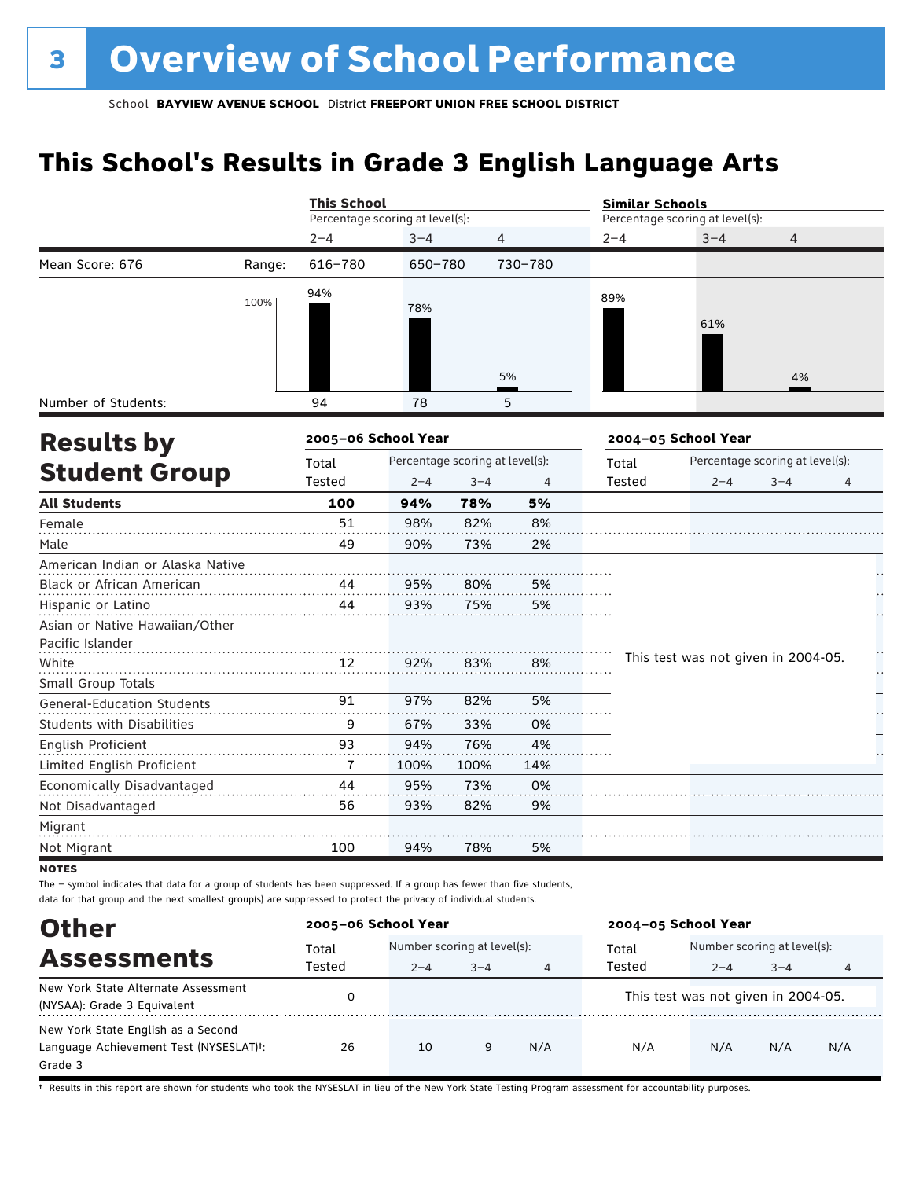# 3 Overview of School Performance

School **BAYVIEW AVENUE SCHOOL** District **FREEPORT UNION FREE SCHOOL DISTRICT**

## This School's Results in Grade 3 English Language Arts

| | | This School | | | Similar Schools | | |
|---|---|---|---|---|---|---|---|
| | | Percentage scoring at level(s): | | | Percentage scoring at level(s): | | |
| | | 2–4 | 3–4 | 4 | 2–4 | 3–4 | 4 |
| Mean Score: 676 | Range: | 616–780 | 650–780 | 730–780 | | | |
| | | 94% | 78% | 5% | 89% | 61% | 4% |
| Number of Students: | | 94 | 78 | 5 | | | |

## Results by Student Group

| | 2005–06 School Year | | | | 2004–05 School Year | | | |
|---|---|---|---|---|---|---|---|---|
| | Total Tested | Percentage scoring at level(s): 2–4 | 3–4 | 4 | Total Tested | Percentage scoring at level(s): 2–4 | 3–4 | 4 |
| **All Students** | **100** | **94%** | **78%** | **5%** | | | | |
| Female | 51 | 98% | 82% | 8% | | | | |
| Male | 49 | 90% | 73% | 2% | | | | |
| American Indian or Alaska Native | | | | | This test was not given in 2004-05. | | | |
| Black or African American | 44 | 95% | 80% | 5% | | | | |
| Hispanic or Latino | 44 | 93% | 75% | 5% | | | | |
| Asian or Native Hawaiian/Other Pacific Islander | | | | | | | | |
| White | 12 | 92% | 83% | 8% | | | | |
| Small Group Totals | | | | | | | | |
| General-Education Students | 91 | 97% | 82% | 5% | | | | |
| Students with Disabilities | 9 | 67% | 33% | 0% | | | | |
| English Proficient | 93 | 94% | 76% | 4% | | | | |
| Limited English Proficient | 7 | 100% | 100% | 14% | | | | |
| Economically Disadvantaged | 44 | 95% | 73% | 0% | | | | |
| Not Disadvantaged | 56 | 93% | 82% | 9% | | | | |
| Migrant | | | | | | | | |
| Not Migrant | 100 | 94% | 78% | 5% | | | | |

**NOTES**

The – symbol indicates that data for a group of students has been suppressed. If a group has fewer than five students, data for that group and the next smallest group(s) are suppressed to protect the privacy of individual students.

## Other Assessments

| | 2005–06 School Year | | | | 2004–05 School Year | | | |
|---|---|---|---|---|---|---|---|---|
| | Total Tested | Number scoring at level(s): 2–4 | 3–4 | 4 | Total Tested | Number scoring at level(s): 2–4 | 3–4 | 4 |
| New York State Alternate Assessment (NYSAA): Grade 3 Equivalent | 0 | | | | This test was not given in 2004-05. | | | |
| New York State English as a Second Language Achievement Test (NYSESLAT)†: Grade 3 | 26 | 10 | 9 | N/A | N/A | N/A | N/A | N/A |

† Results in this report are shown for students who took the NYSESLAT in lieu of the New York State Testing Program assessment for accountability purposes.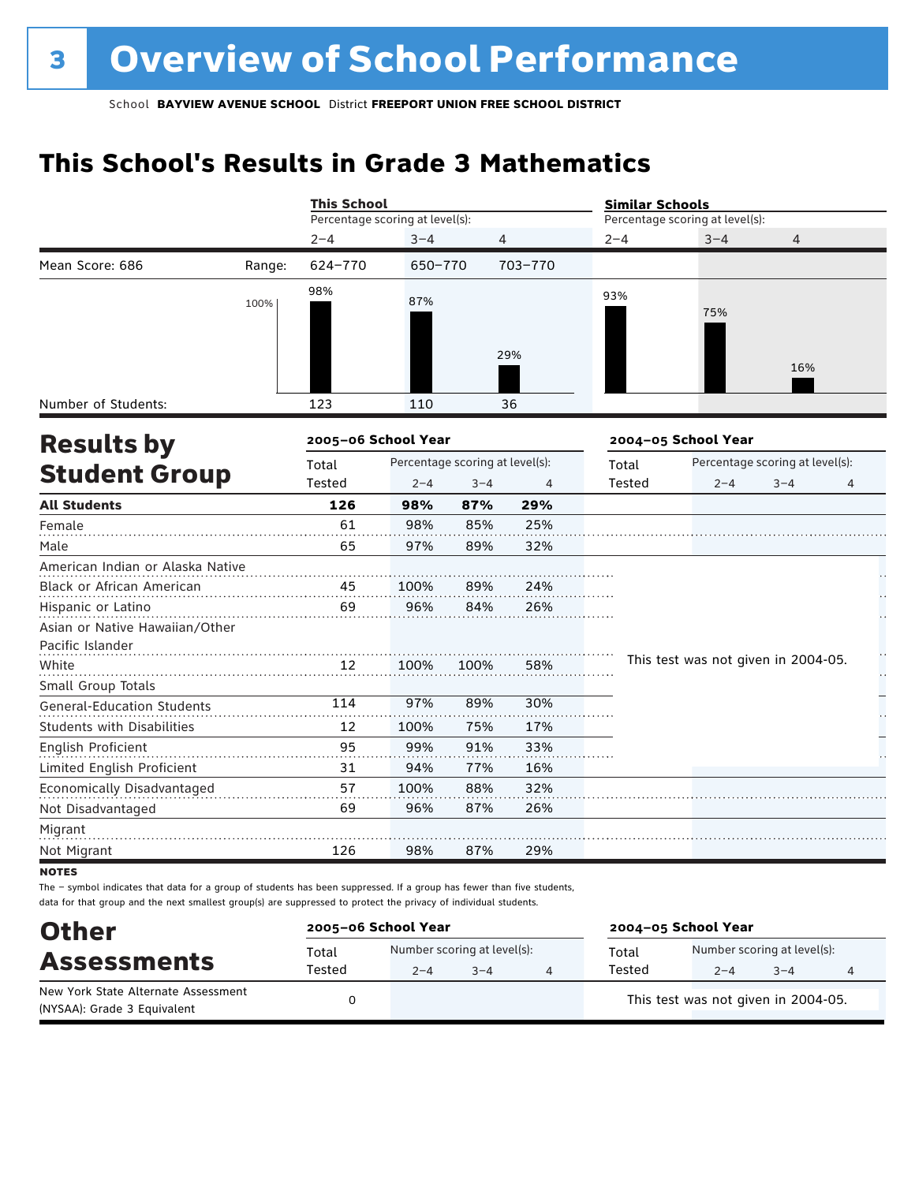# 3 Overview of School Performance

School **BAYVIEW AVENUE SCHOOL** District **FREEPORT UNION FREE SCHOOL DISTRICT**

## This School's Results in Grade 3 Mathematics

| | | This School | | | Similar Schools | | |
|---|---|---|---|---|---|---|---|
| | | Percentage scoring at level(s): | | | Percentage scoring at level(s): | | |
| | | 2–4 | 3–4 | 4 | 2–4 | 3–4 | 4 |
| Mean Score: 686 | Range: | 624–770 | 650–770 | 703–770 | | | |
| | | 98% | 87% | 29% | 93% | 75% | 16% |
| Number of Students: | | 123 | 110 | 36 | | | |

## Results by Student Group

| | 2005–06 School Year | | | | 2004–05 School Year | | | |
|---|---|---|---|---|---|---|---|---|
| | Total Tested | Percentage scoring at level(s): 2–4 | 3–4 | 4 | Total Tested | Percentage scoring at level(s): 2–4 | 3–4 | 4 |
| **All Students** | **126** | **98%** | **87%** | **29%** | | | | |
| Female | 61 | 98% | 85% | 25% | | | | |
| Male | 65 | 97% | 89% | 32% | | | | |
| American Indian or Alaska Native | | | | | This test was not given in 2004-05. | | | |
| Black or African American | 45 | 100% | 89% | 24% | | | | |
| Hispanic or Latino | 69 | 96% | 84% | 26% | | | | |
| Asian or Native Hawaiian/Other Pacific Islander | | | | | | | | |
| White | 12 | 100% | 100% | 58% | | | | |
| Small Group Totals | | | | | | | | |
| General-Education Students | 114 | 97% | 89% | 30% | | | | |
| Students with Disabilities | 12 | 100% | 75% | 17% | | | | |
| English Proficient | 95 | 99% | 91% | 33% | | | | |
| Limited English Proficient | 31 | 94% | 77% | 16% | | | | |
| Economically Disadvantaged | 57 | 100% | 88% | 32% | | | | |
| Not Disadvantaged | 69 | 96% | 87% | 26% | | | | |
| Migrant | | | | | | | | |
| Not Migrant | 126 | 98% | 87% | 29% | | | | |

**NOTES**

The − symbol indicates that data for a group of students has been suppressed. If a group has fewer than five students, data for that group and the next smallest group(s) are suppressed to protect the privacy of individual students.

## Other Assessments

| | 2005–06 School Year | | | | 2004–05 School Year | | | |
|---|---|---|---|---|---|---|---|---|
| | Total Tested | Number scoring at level(s): 2–4 | 3–4 | 4 | Total Tested | Number scoring at level(s): 2–4 | 3–4 | 4 |
| New York State Alternate Assessment (NYSAA): Grade 3 Equivalent | 0 | | | | This test was not given in 2004-05. | | | |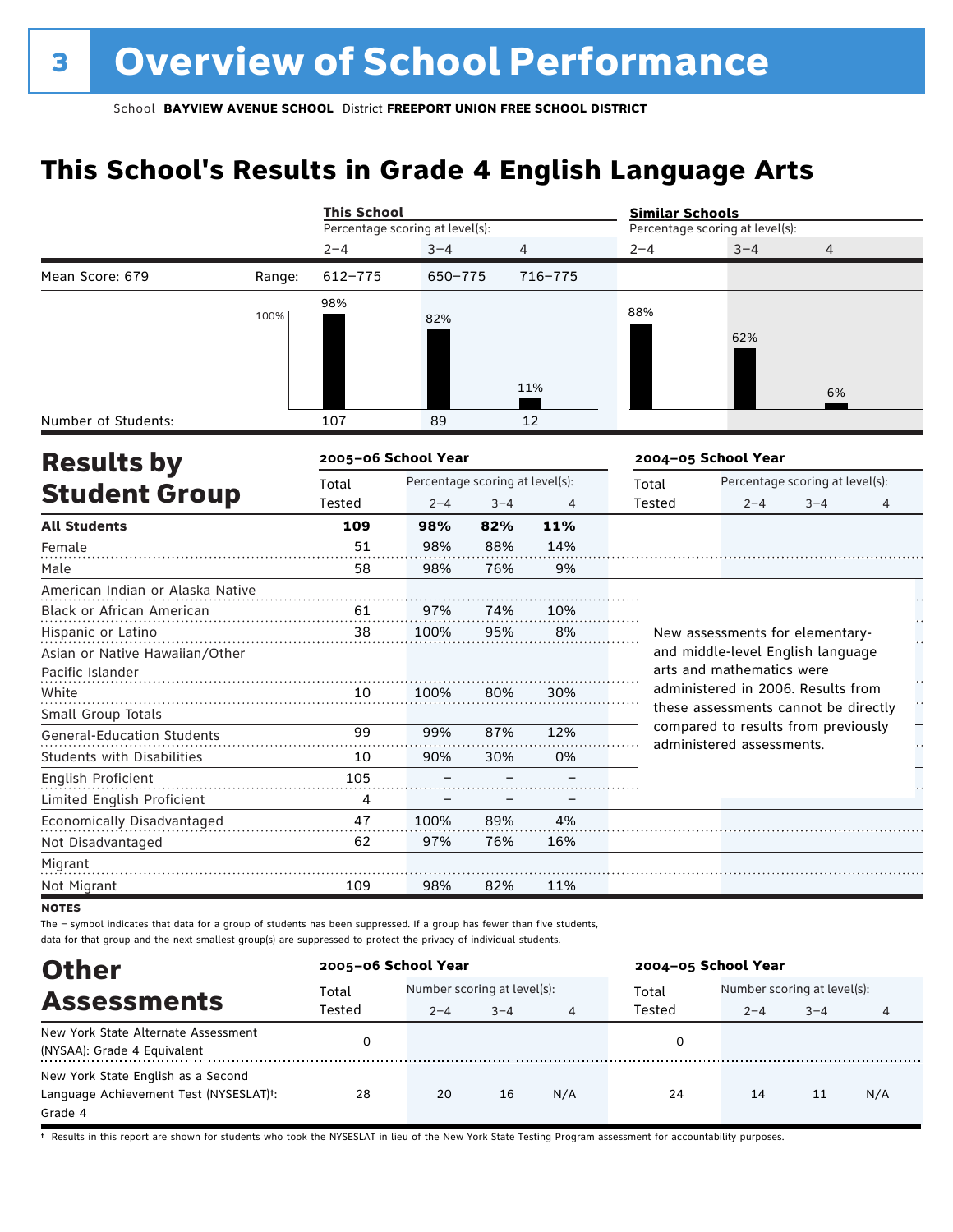# 3 Overview of School Performance

School **BAYVIEW AVENUE SCHOOL** District **FREEPORT UNION FREE SCHOOL DISTRICT**

## This School's Results in Grade 4 English Language Arts

| | | This School | | | Similar Schools | | |
|---|---|---|---|---|---|---|---|
| | | Percentage scoring at level(s): | | | Percentage scoring at level(s): | | |
| | | 2–4 | 3–4 | 4 | 2–4 | 3–4 | 4 |
| Mean Score: 679 | Range: | 612–775 | 650–775 | 716–775 | | | |
| | | 98% | 82% | 11% | 88% | 62% | 6% |
| Number of Students: | | 107 | 89 | 12 | | | |

## Results by Student Group

| | 2005–06 School Year | | | | 2004–05 School Year | | | |
|---|---|---|---|---|---|---|---|---|
| | Total Tested | Percentage scoring at level(s): 2–4 | 3–4 | 4 | Total Tested | Percentage scoring at level(s): 2–4 | 3–4 | 4 |
| **All Students** | **109** | **98%** | **82%** | **11%** | | | | |
| Female | 51 | 98% | 88% | 14% | | | | |
| Male | 58 | 98% | 76% | 9% | | | | |
| American Indian or Alaska Native | | | | | | | | |
| Black or African American | 61 | 97% | 74% | 10% | | | | |
| Hispanic or Latino | 38 | 100% | 95% | 8% | | | | |
| Asian or Native Hawaiian/Other Pacific Islander | | | | | | | | |
| White | 10 | 100% | 80% | 30% | | | | |
| Small Group Totals | | | | | | | | |
| General-Education Students | 99 | 99% | 87% | 12% | | | | |
| Students with Disabilities | 10 | 90% | 30% | 0% | | | | |
| English Proficient | 105 | – | – | – | | | | |
| Limited English Proficient | 4 | – | – | – | | | | |
| Economically Disadvantaged | 47 | 100% | 89% | 4% | | | | |
| Not Disadvantaged | 62 | 97% | 76% | 16% | | | | |
| Migrant | | | | | | | | |
| Not Migrant | 109 | 98% | 82% | 11% | | | | |

New assessments for elementary- and middle-level English language arts and mathematics were administered in 2006. Results from these assessments cannot be directly compared to results from previously administered assessments.

**NOTES**

The – symbol indicates that data for a group of students has been suppressed. If a group has fewer than five students, data for that group and the next smallest group(s) are suppressed to protect the privacy of individual students.

## Other Assessments

| | 2005–06 School Year | | | | 2004–05 School Year | | | |
|---|---|---|---|---|---|---|---|---|
| | Total Tested | Number scoring at level(s): 2–4 | 3–4 | 4 | Total Tested | Number scoring at level(s): 2–4 | 3–4 | 4 |
| New York State Alternate Assessment (NYSAA): Grade 4 Equivalent | 0 | | | | 0 | | | |
| New York State English as a Second Language Achievement Test (NYSESLAT)†: Grade 4 | 28 | 20 | 16 | N/A | 24 | 14 | 11 | N/A |

† Results in this report are shown for students who took the NYSESLAT in lieu of the New York State Testing Program assessment for accountability purposes.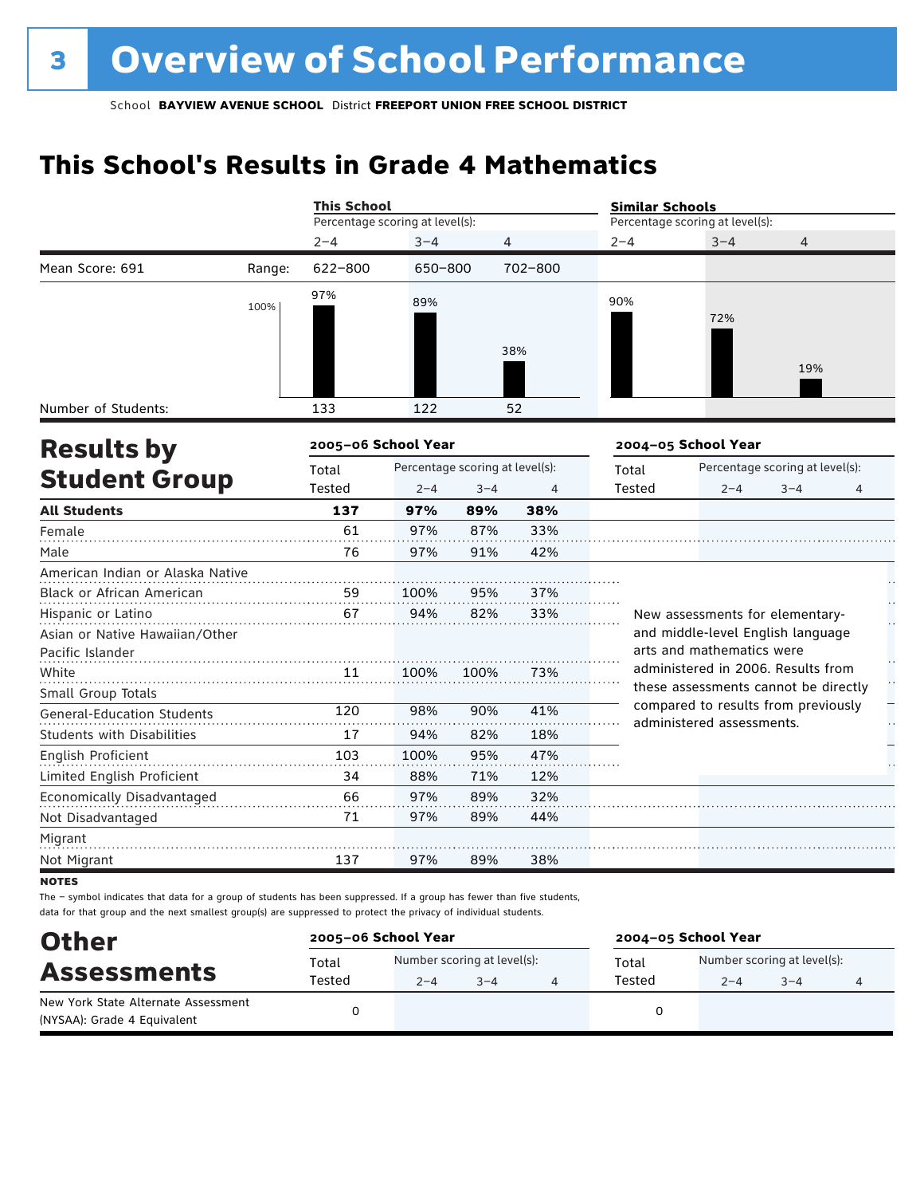# 3 Overview of School Performance

School **BAYVIEW AVENUE SCHOOL** District **FREEPORT UNION FREE SCHOOL DISTRICT**

## This School's Results in Grade 4 Mathematics

| | | This School | | | Similar Schools | | |
|---|---|---|---|---|---|---|---|
| | | Percentage scoring at level(s): | | | Percentage scoring at level(s): | | |
| | | 2–4 | 3–4 | 4 | 2–4 | 3–4 | 4 |
| Mean Score: 691 | Range: | 622–800 | 650–800 | 702–800 | | | |
| | | 97% | 89% | 38% | 90% | 72% | 19% |
| Number of Students: | | 133 | 122 | 52 | | | |

## Results by Student Group

| | 2005–06 School Year | | | | 2004–05 School Year | | | |
|---|---|---|---|---|---|---|---|---|
| | Total Tested | Percentage scoring at level(s): 2–4 | 3–4 | 4 | Total Tested | Percentage scoring at level(s): 2–4 | 3–4 | 4 |
| **All Students** | **137** | **97%** | **89%** | **38%** | | | | |
| Female | 61 | 97% | 87% | 33% | | | | |
| Male | 76 | 97% | 91% | 42% | | | | |
| American Indian or Alaska Native | | | | | | | | |
| Black or African American | 59 | 100% | 95% | 37% | | | | |
| Hispanic or Latino | 67 | 94% | 82% | 33% | | | | |
| Asian or Native Hawaiian/Other Pacific Islander | | | | | | | | |
| White | 11 | 100% | 100% | 73% | | | | |
| Small Group Totals | | | | | | | | |
| General-Education Students | 120 | 98% | 90% | 41% | | | | |
| Students with Disabilities | 17 | 94% | 82% | 18% | | | | |
| English Proficient | 103 | 100% | 95% | 47% | | | | |
| Limited English Proficient | 34 | 88% | 71% | 12% | | | | |
| Economically Disadvantaged | 66 | 97% | 89% | 32% | | | | |
| Not Disadvantaged | 71 | 97% | 89% | 44% | | | | |
| Migrant | | | | | | | | |
| Not Migrant | 137 | 97% | 89% | 38% | | | | |

New assessments for elementary- and middle-level English language arts and mathematics were administered in 2006. Results from these assessments cannot be directly compared to results from previously administered assessments.

**NOTES**

The – symbol indicates that data for a group of students has been suppressed. If a group has fewer than five students, data for that group and the next smallest group(s) are suppressed to protect the privacy of individual students.

## Other Assessments

| | 2005–06 School Year | | | | 2004–05 School Year | | | |
|---|---|---|---|---|---|---|---|---|
| | Total Tested | Number scoring at level(s): 2–4 | 3–4 | 4 | Total Tested | Number scoring at level(s): 2–4 | 3–4 | 4 |
| New York State Alternate Assessment (NYSAA): Grade 4 Equivalent | 0 | | | | 0 | | | |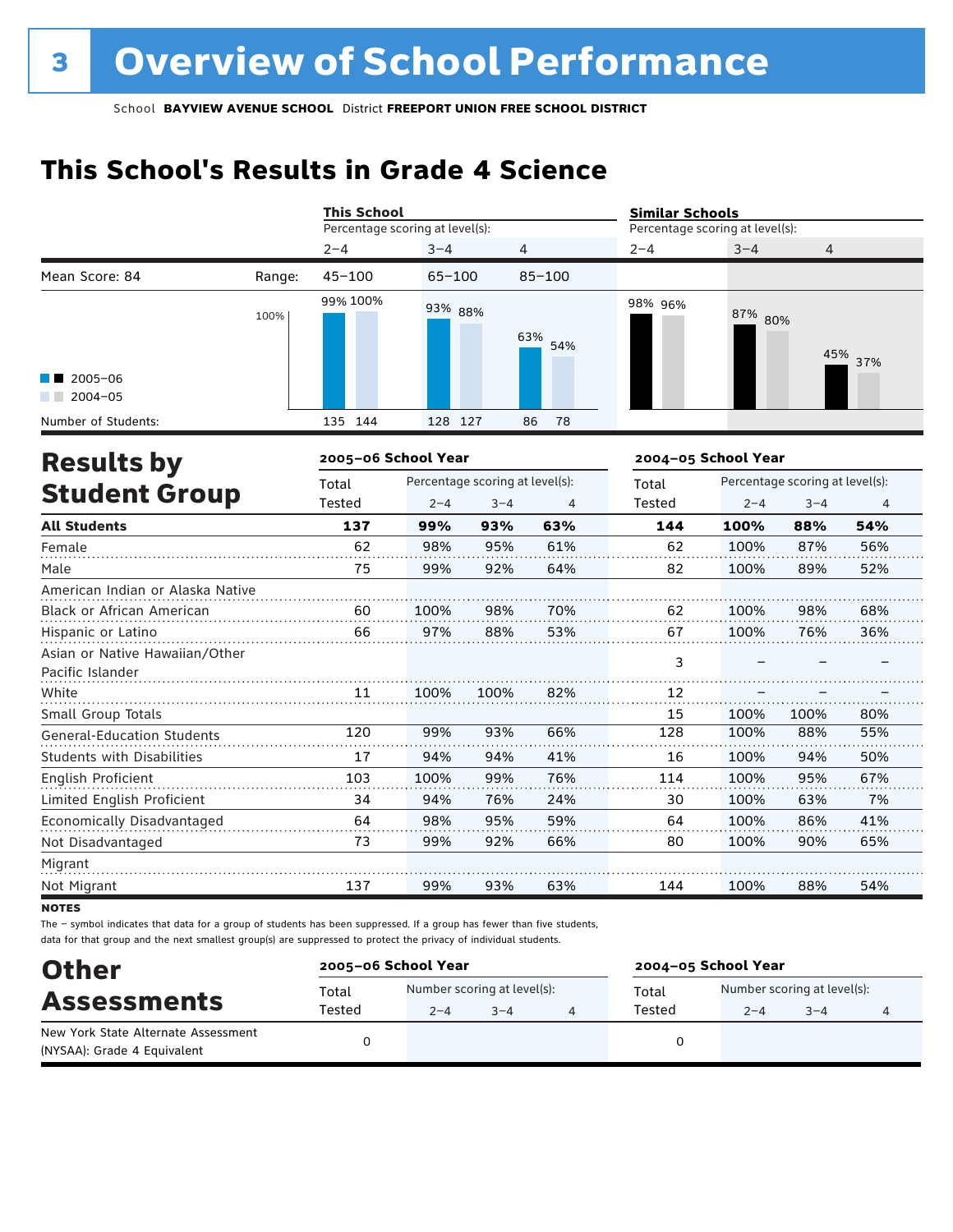# 3 Overview of School Performance

School **BAYVIEW AVENUE SCHOOL** District **FREEPORT UNION FREE SCHOOL DISTRICT**

## This School's Results in Grade 4 Science

| | | This School | | | Similar Schools | | |
|---|---|---|---|---|---|---|---|
| | | Percentage scoring at level(s): | | | Percentage scoring at level(s): | | |
| | | 2–4 | 3–4 | 4 | 2–4 | 3–4 | 4 |
| Mean Score: 84 | Range: | 45–100 | 65–100 | 85–100 | | | |
| 2005–06 | | 99% | 93% | 63% | 98% | 87% | 45% |
| 2004–05 | | 100% | 88% | 54% | 96% | 80% | 37% |
| Number of Students: 2005–06 | | 135 | 128 | 86 | | | |
| Number of Students: 2004–05 | | 144 | 127 | 78 | | | |

## Results by Student Group

| | 2005–06 School Year | | | | 2004–05 School Year | | | |
|---|---|---|---|---|---|---|---|---|
| | Total Tested | Percentage scoring at level(s): 2–4 | 3–4 | 4 | Total Tested | Percentage scoring at level(s): 2–4 | 3–4 | 4 |
| **All Students** | **137** | **99%** | **93%** | **63%** | **144** | **100%** | **88%** | **54%** |
| Female | 62 | 98% | 95% | 61% | 62 | 100% | 87% | 56% |
| Male | 75 | 99% | 92% | 64% | 82 | 100% | 89% | 52% |
| American Indian or Alaska Native | | | | | | | | |
| Black or African American | 60 | 100% | 98% | 70% | 62 | 100% | 98% | 68% |
| Hispanic or Latino | 66 | 97% | 88% | 53% | 67 | 100% | 76% | 36% |
| Asian or Native Hawaiian/Other Pacific Islander | | | | | 3 | – | – | – |
| White | 11 | 100% | 100% | 82% | 12 | – | – | – |
| Small Group Totals | | | | | 15 | 100% | 100% | 80% |
| General-Education Students | 120 | 99% | 93% | 66% | 128 | 100% | 88% | 55% |
| Students with Disabilities | 17 | 94% | 94% | 41% | 16 | 100% | 94% | 50% |
| English Proficient | 103 | 100% | 99% | 76% | 114 | 100% | 95% | 67% |
| Limited English Proficient | 34 | 94% | 76% | 24% | 30 | 100% | 63% | 7% |
| Economically Disadvantaged | 64 | 98% | 95% | 59% | 64 | 100% | 86% | 41% |
| Not Disadvantaged | 73 | 99% | 92% | 66% | 80 | 100% | 90% | 65% |
| Migrant | | | | | | | | |
| Not Migrant | 137 | 99% | 93% | 63% | 144 | 100% | 88% | 54% |

**NOTES**

The – symbol indicates that data for a group of students has been suppressed. If a group has fewer than five students, data for that group and the next smallest group(s) are suppressed to protect the privacy of individual students.

## Other Assessments

| | 2005–06 School Year | | | | 2004–05 School Year | | | |
|---|---|---|---|---|---|---|---|---|
| | Total Tested | Number scoring at level(s): 2–4 | 3–4 | 4 | Total Tested | Number scoring at level(s): 2–4 | 3–4 | 4 |
| New York State Alternate Assessment (NYSAA): Grade 4 Equivalent | 0 | | | | 0 | | | |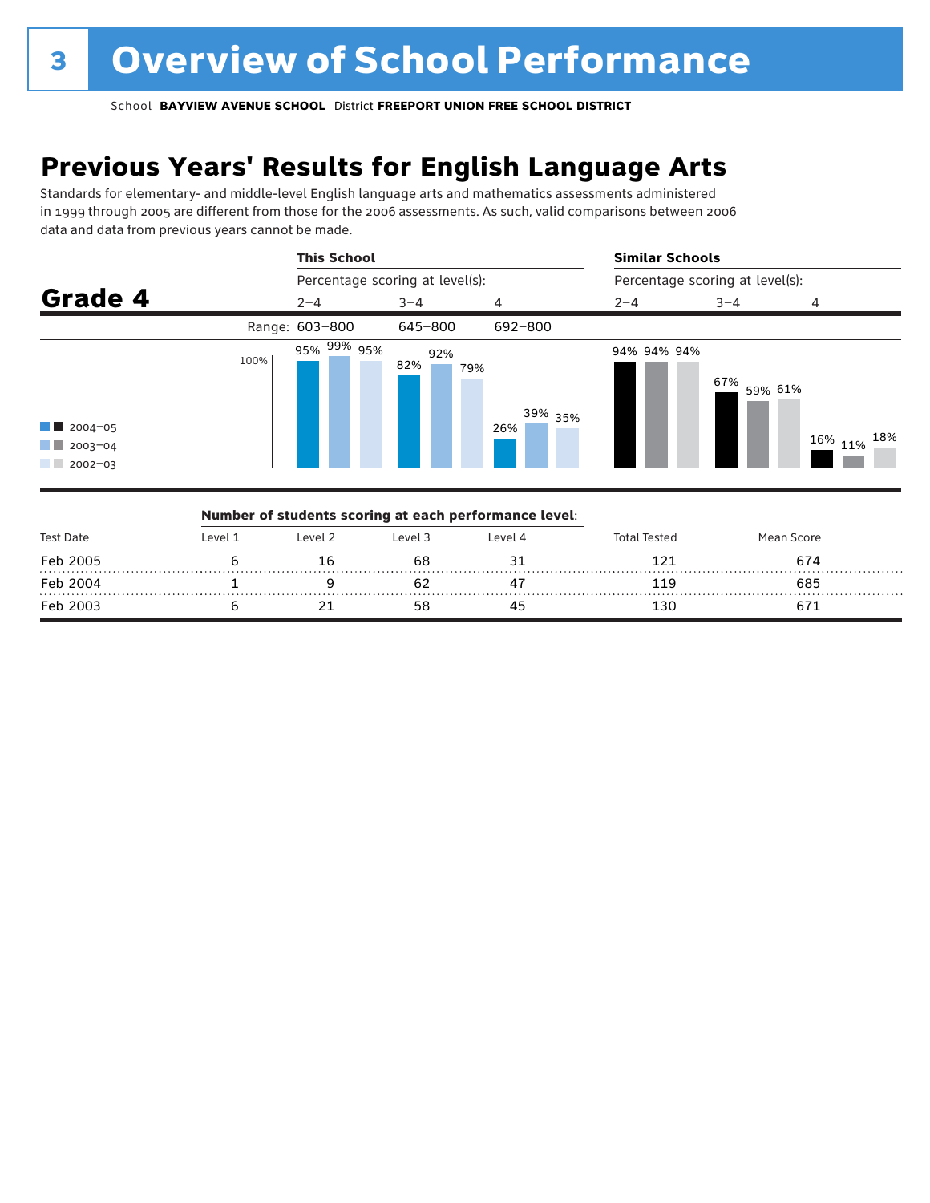# 3 Overview of School Performance

School **BAYVIEW AVENUE SCHOOL** District **FREEPORT UNION FREE SCHOOL DISTRICT**

## Previous Years' Results for English Language Arts

Standards for elementary- and middle-level English language arts and mathematics assessments administered in 1999 through 2005 are different from those for the 2006 assessments. As such, valid comparisons between 2006 data and data from previous years cannot be made.

### Grade 4

| | This School | | | Similar Schools | | |
|---|---|---|---|---|---|---|
| | Percentage scoring at level(s): | | | Percentage scoring at level(s): | | |
| | 2–4 | 3–4 | 4 | 2–4 | 3–4 | 4 |
| Range: | 603–800 | 645–800 | 692–800 | | | |
| 2004–05 | 95% | 82% | 26% | 94% | 67% | 16% |
| 2003–04 | 99% | 92% | 39% | 94% | 59% | 11% |
| 2002–03 | 95% | 79% | 35% | 94% | 61% | 18% |

**Number of students scoring at each performance level:**

| Test Date | Level 1 | Level 2 | Level 3 | Level 4 | Total Tested | Mean Score |
|---|---|---|---|---|---|---|
| Feb 2005 | 6 | 16 | 68 | 31 | 121 | 674 |
| Feb 2004 | 1 | 9 | 62 | 47 | 119 | 685 |
| Feb 2003 | 6 | 21 | 58 | 45 | 130 | 671 |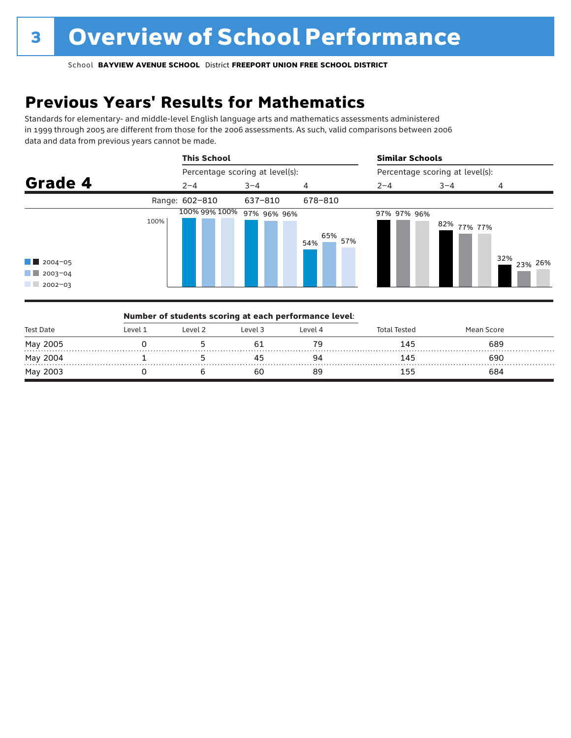# 3 Overview of School Performance

School **BAYVIEW AVENUE SCHOOL** District **FREEPORT UNION FREE SCHOOL DISTRICT**

## Previous Years' Results for Mathematics

Standards for elementary- and middle-level English language arts and mathematics assessments administered in 1999 through 2005 are different from those for the 2006 assessments. As such, valid comparisons between 2006 data and data from previous years cannot be made.

### Grade 4

**This School**

Percentage scoring at level(s):

2–4 | 3–4 | 4

Range: 602–810 | 637–810 | 678–810

100%

100% 99% 100%
97% 96% 96%
54% 65% 57%

**Similar Schools**

Percentage scoring at level(s):

2–4 | 3–4 | 4

97% 97% 96%
82% 77% 77%
32% 23% 26%

2004–05
2003–04
2002–03

| | Number of students scoring at each performance level: | | | | | |
|---|---|---|---|---|---|---|
| Test Date | Level 1 | Level 2 | Level 3 | Level 4 | Total Tested | Mean Score |
| May 2005 | 0 | 5 | 61 | 79 | 145 | 689 |
| May 2004 | 1 | 5 | 45 | 94 | 145 | 690 |
| May 2003 | 0 | 6 | 60 | 89 | 155 | 684 |